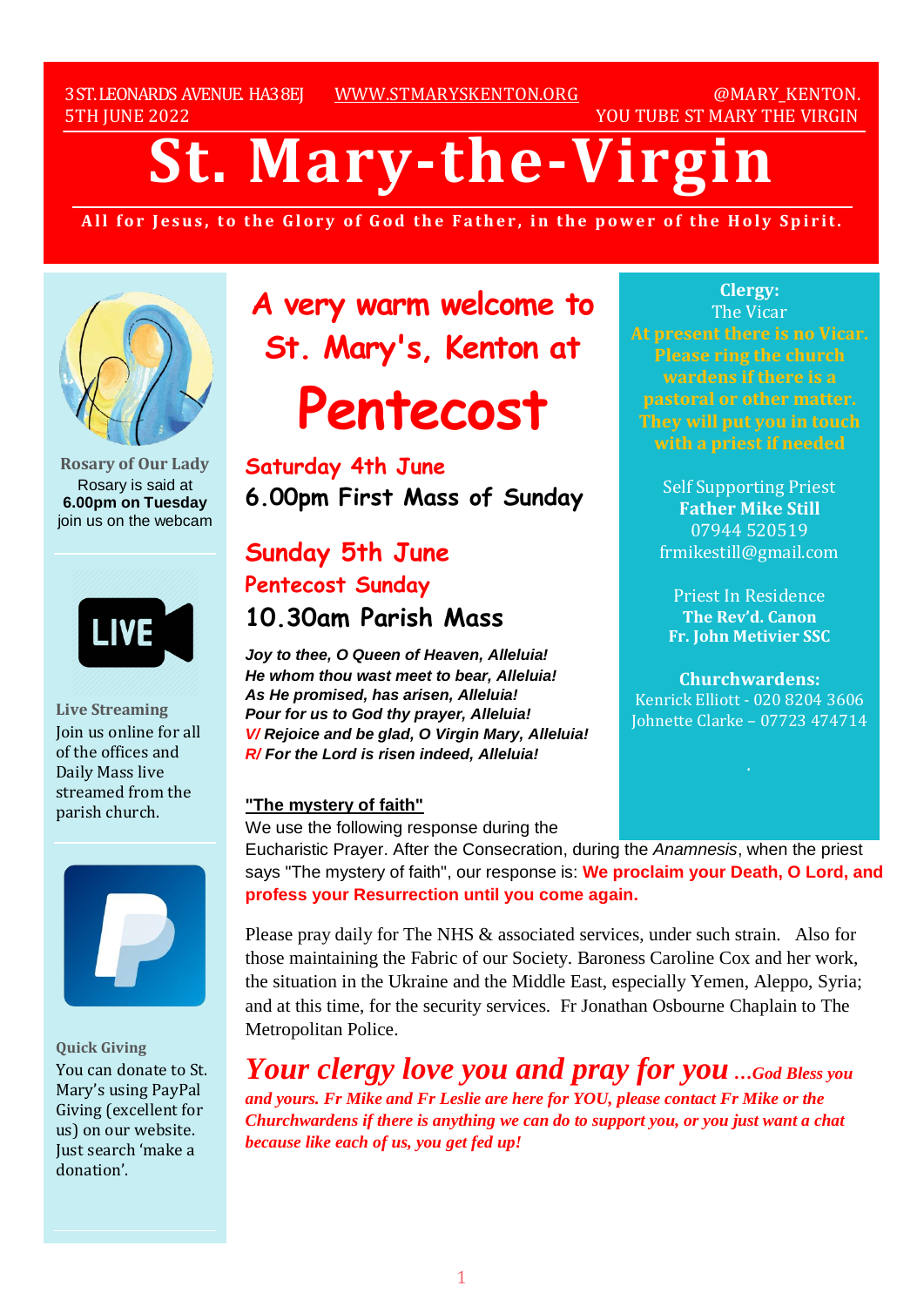3 ST. LEONARDS AVENUE. HA3 8EJ WWW.STMARYSKENTON.ORG @MARY_KENTON.
5TH JUNE 2022 YOU TUBE ST MARY THE VIRGIN

# St. Mary-the-Virgin

**All for Jesus, to the Glory of God the Father, in the power of the Holy Spirit.**

**Rosary of Our Lady**
Rosary is said at **6.00pm on Tuesday** join us on the webcam

**Live Streaming**
Join us online for all of the offices and Daily Mass live streamed from the parish church.

**Quick Giving**
You can donate to St. Mary's using PayPal Giving (excellent for us) on our website. Just search 'make a donation'.

## A very warm welcome to St. Mary's, Kenton at

# Pentecost

### Saturday 4th June
**6.00pm First Mass of Sunday**

### Sunday 5th June
### Pentecost Sunday
**10.30am Parish Mass**

***Joy to thee, O Queen of Heaven, Alleluia!***
***He whom thou wast meet to bear, Alleluia!***
***As He promised, has arisen, Alleluia!***
***Pour for us to God thy prayer, Alleluia!***
***V/ Rejoice and be glad, O Virgin Mary, Alleluia!***
***R/ For the Lord is risen indeed, Alleluia!***

**Clergy:**
The Vicar
**At present there is no Vicar. Please ring the church wardens if there is a pastoral or other matter. They will put you in touch with a priest if needed**

Self Supporting Priest
**Father Mike Still**
07944 520519
frmikestill@gmail.com

Priest In Residence
**The Rev'd. Canon Fr. John Metivier SSC**

**Churchwardens:**
Kenrick Elliott - 020 8204 3606
Johnette Clarke – 07723 474714

**"The mystery of faith"**
We use the following response during the Eucharistic Prayer. After the Consecration, during the *Anamnesis*, when the priest says "The mystery of faith", our response is: **We proclaim your Death, O Lord, and profess your Resurrection until you come again.**

Please pray daily for The NHS & associated services, under such strain. Also for those maintaining the Fabric of our Society. Baroness Caroline Cox and her work, the situation in the Ukraine and the Middle East, especially Yemen, Aleppo, Syria; and at this time, for the security services. Fr Jonathan Osbourne Chaplain to The Metropolitan Police.

***Your clergy love you and pray for you …God Bless you and yours. Fr Mike and Fr Leslie are here for YOU, please contact Fr Mike or the Churchwardens if there is anything we can do to support you, or you just want a chat because like each of us, you get fed up!***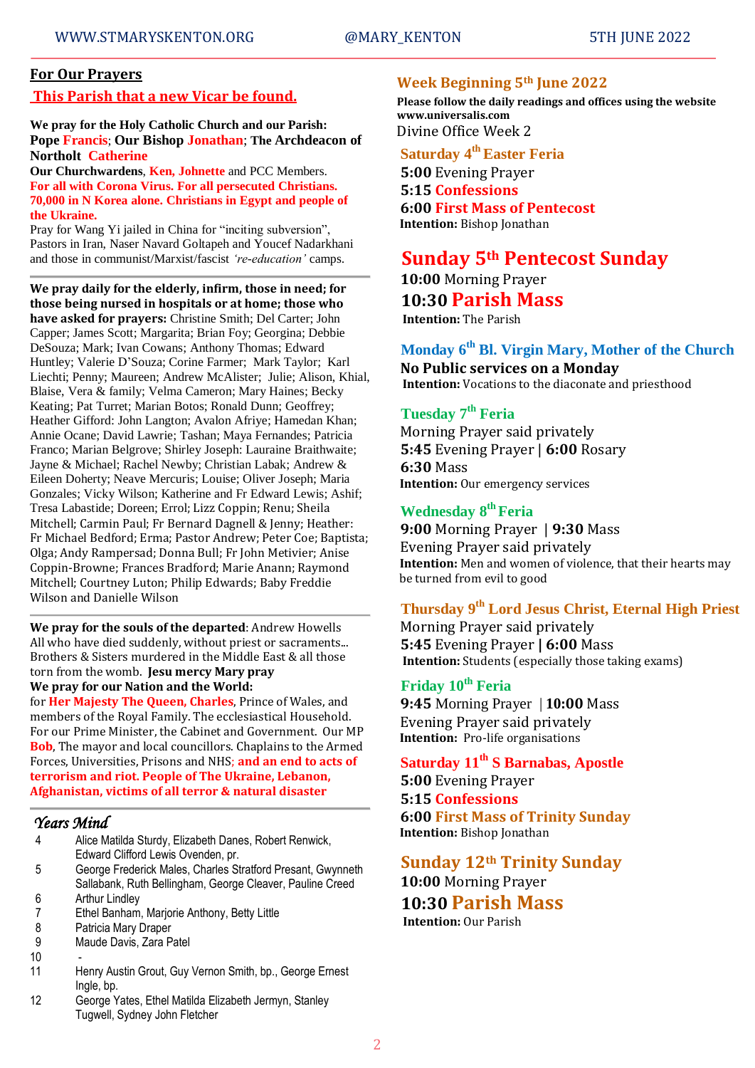## For Our Prayers

### This Parish that a new Vicar be found.

**We pray for the Holy Catholic Church and our Parish: Pope Francis; Our Bishop Jonathan; The Archdeacon of Northolt Catherine**

**Our Churchwardens**, **Ken, Johnette** and PCC Members.
**For all with Corona Virus. For all persecuted Christians. 70,000 in N Korea alone. Christians in Egypt and people of the Ukraine.**
Pray for Wang Yi jailed in China for "inciting subversion", Pastors in Iran, Naser Navard Goltapeh and Youcef Nadarkhani and those in communist/Marxist/fascist *'re-education'* camps.

---

**We pray daily for the elderly, infirm, those in need; for those being nursed in hospitals or at home; those who have asked for prayers:** Christine Smith; Del Carter; John Capper; James Scott; Margarita; Brian Foy; Georgina; Debbie DeSouza; Mark; Ivan Cowans; Anthony Thomas; Edward Huntley; Valerie D'Souza; Corine Farmer; Mark Taylor; Karl Liechti; Penny; Maureen; Andrew McAlister; Julie; Alison, Khial, Blaise, Vera & family; Velma Cameron; Mary Haines; Becky Keating; Pat Turret; Marian Botos; Ronald Dunn; Geoffrey; Heather Gifford: John Langton; Avalon Afriye; Hamedan Khan; Annie Ocane; David Lawrie; Tashan; Maya Fernandes; Patricia Franco; Marian Belgrove; Shirley Joseph: Lauraine Braithwaite; Jayne & Michael; Rachel Newby; Christian Labak; Andrew & Eileen Doherty; Neave Mercuris; Louise; Oliver Joseph; Maria Gonzales; Vicky Wilson; Katherine and Fr Edward Lewis; Ashif; Tresa Labastide; Doreen; Errol; Lizz Coppin; Renu; Sheila Mitchell; Carmin Paul; Fr Bernard Dagnell & Jenny; Heather: Fr Michael Bedford; Erma; Pastor Andrew; Peter Coe; Baptista; Olga; Andy Rampersad; Donna Bull; Fr John Metivier; Anise Coppin-Browne; Frances Bradford; Marie Anann; Raymond Mitchell; Courtney Luton; Philip Edwards; Baby Freddie Wilson and Danielle Wilson

---

**We pray for the souls of the departed**: Andrew Howells
All who have died suddenly, without priest or sacraments... Brothers & Sisters murdered in the Middle East & all those torn from the womb. **Jesu mercy Mary pray**

**We pray for our Nation and the World:**
for **Her Majesty The Queen, Charles**, Prince of Wales, and members of the Royal Family. The ecclesiastical Household. For our Prime Minister, the Cabinet and Government. Our MP **Bob**, The mayor and local councillors. Chaplains to the Armed Forces, Universities, Prisons and NHS; **and an end to acts of terrorism and riot. People of The Ukraine, Lebanon, Afghanistan, victims of all terror & natural disaster**

---

### *Years Mind*

| | |
|---|---|
| 4 | Alice Matilda Sturdy, Elizabeth Danes, Robert Renwick, Edward Clifford Lewis Ovenden, pr. |
| 5 | George Frederick Males, Charles Stratford Presant, Gwynneth Sallabank, Ruth Bellingham, George Cleaver, Pauline Creed |
| 6 | Arthur Lindley |
| 7 | Ethel Banham, Marjorie Anthony, Betty Little |
| 8 | Patricia Mary Draper |
| 9 | Maude Davis, Zara Patel |
| 10 | - |
| 11 | Henry Austin Grout, Guy Vernon Smith, bp., George Ernest Ingle, bp. |
| 12 | George Yates, Ethel Matilda Elizabeth Jermyn, Stanley Tugwell, Sydney John Fletcher |

## Week Beginning 5th June 2022

**Please follow the daily readings and offices using the website www.universalis.com**
Divine Office Week 2

### Saturday 4th Easter Feria
**5:00** Evening Prayer
**5:15 Confessions**
**6:00 First Mass of Pentecost**
**Intention:** Bishop Jonathan

### Sunday 5th Pentecost Sunday
**10:00** Morning Prayer
**10:30 Parish Mass**
**Intention:** The Parish

### Monday 6th Bl. Virgin Mary, Mother of the Church
**No Public services on a Monday**
**Intention:** Vocations to the diaconate and priesthood

### Tuesday 7th Feria
Morning Prayer said privately
**5:45** Evening Prayer | **6:00** Rosary
**6:30** Mass
**Intention:** Our emergency services

### Wednesday 8th Feria
**9:00** Morning Prayer | **9:30** Mass
Evening Prayer said privately
**Intention:** Men and women of violence, that their hearts may be turned from evil to good

### Thursday 9th Lord Jesus Christ, Eternal High Priest
Morning Prayer said privately
**5:45** Evening Prayer **| 6:00** Mass
**Intention:** Students (especially those taking exams)

### Friday 10th Feria
**9:45** Morning Prayer | **10:00** Mass
Evening Prayer said privately
**Intention:** Pro-life organisations

### Saturday 11th S Barnabas, Apostle
**5:00** Evening Prayer
**5:15 Confessions**
**6:00 First Mass of Trinity Sunday**
**Intention:** Bishop Jonathan

### Sunday 12th Trinity Sunday
**10:00** Morning Prayer
**10:30 Parish Mass**
**Intention:** Our Parish